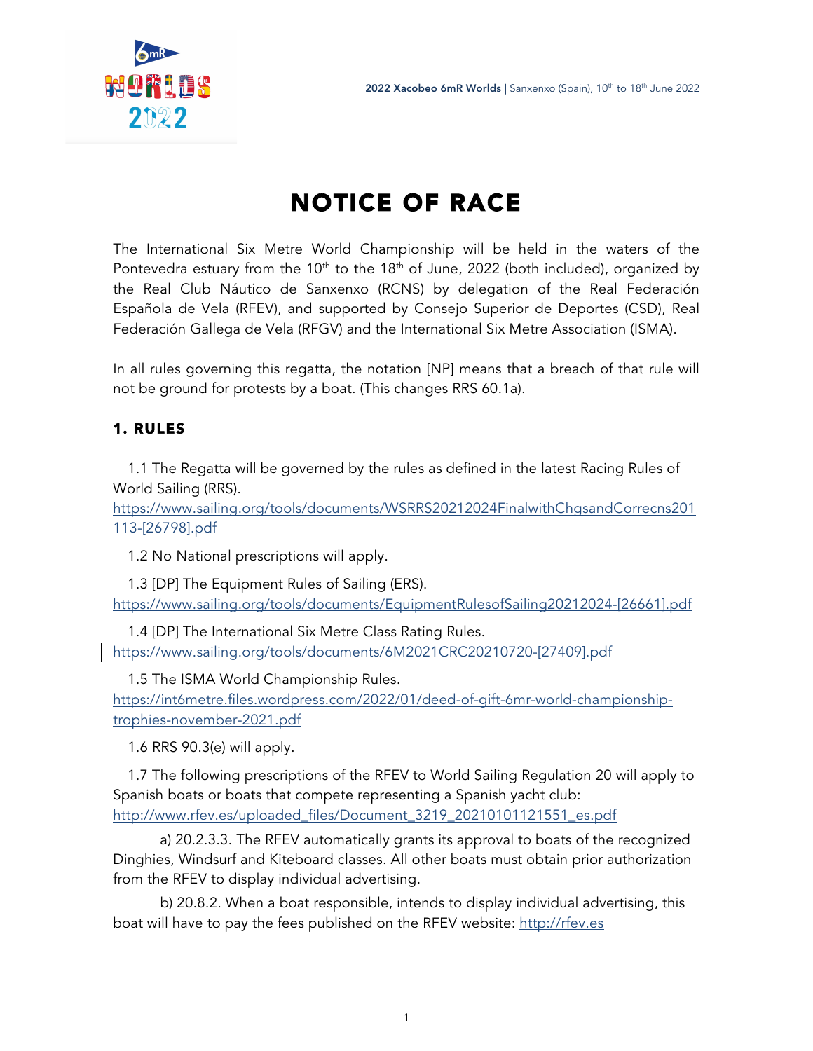# NOTICE OF RACE

The International Six Metre World Championship will be held in the waters of the Pontevedra estuary from the 10th to the 18th of June, 2022 (both included), organized by the Real Club Náutico de Sanxenxo (RCNS) by delegation of the Real Federación Española de Vela (RFEV), and supported by Consejo Superior de Deportes (CSD), Real Federación Gallega de Vela (RFGV) and the International Six Metre Association (ISMA).

In all rules governing this regatta, the notation [NP] means that a breach of that rule will not be ground for protests by a boat. (This changes RRS 60.1a).

## 1. RULES

1.1 The Regatta will be governed by the rules as defined in the latest Racing Rules of World Sailing (RRS).
https://www.sailing.org/tools/documents/WSRRS20212024FinalwithChgsandCorrecns201113-[26798].pdf

1.2 No National prescriptions will apply.

1.3 [DP] The Equipment Rules of Sailing (ERS).
https://www.sailing.org/tools/documents/EquipmentRulesofSailing20212024-[26661].pdf

1.4 [DP] The International Six Metre Class Rating Rules.
https://www.sailing.org/tools/documents/6M2021CRC20210720-[27409].pdf

1.5 The ISMA World Championship Rules.
https://int6metre.files.wordpress.com/2022/01/deed-of-gift-6mr-world-championship-trophies-november-2021.pdf

1.6 RRS 90.3(e) will apply.

1.7 The following prescriptions of the RFEV to World Sailing Regulation 20 will apply to Spanish boats or boats that compete representing a Spanish yacht club:
http://www.rfev.es/uploaded_files/Document_3219_20210101121551_es.pdf

a) 20.2.3.3. The RFEV automatically grants its approval to boats of the recognized Dinghies, Windsurf and Kiteboard classes. All other boats must obtain prior authorization from the RFEV to display individual advertising.

b) 20.8.2. When a boat responsible, intends to display individual advertising, this boat will have to pay the fees published on the RFEV website: http://rfev.es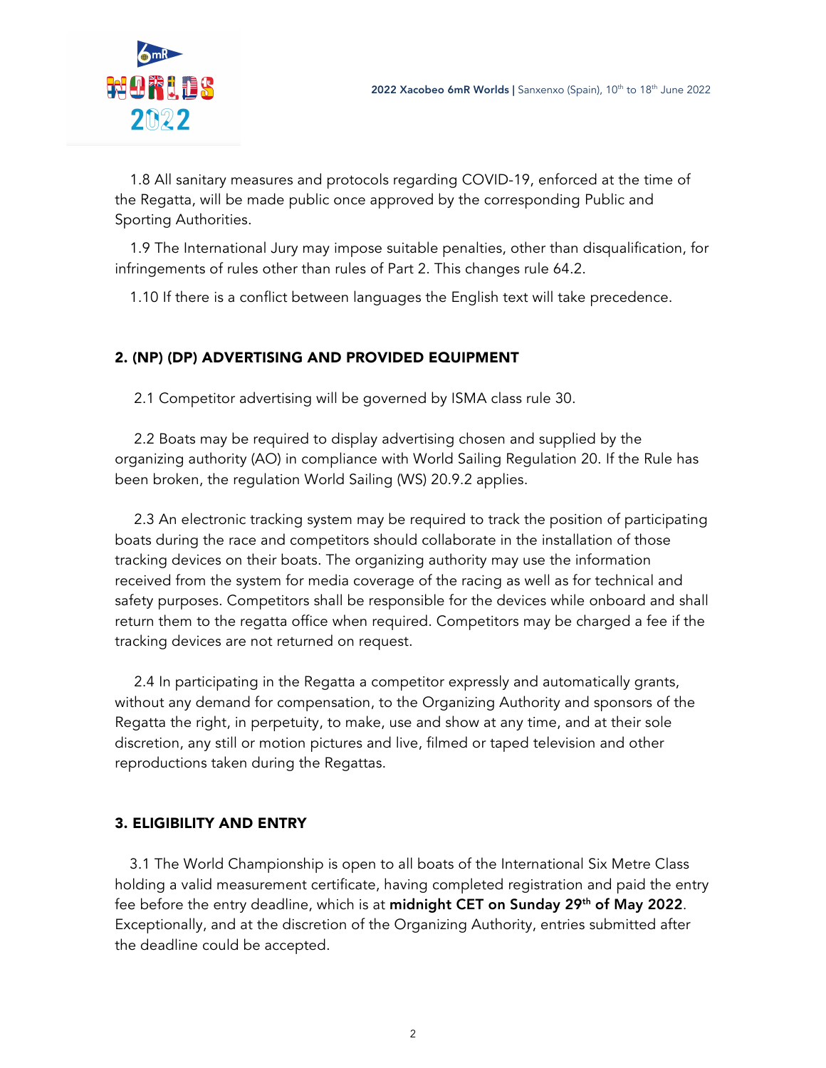1.8 All sanitary measures and protocols regarding COVID-19, enforced at the time of the Regatta, will be made public once approved by the corresponding Public and Sporting Authorities.

1.9 The International Jury may impose suitable penalties, other than disqualification, for infringements of rules other than rules of Part 2. This changes rule 64.2.

1.10 If there is a conflict between languages the English text will take precedence.

## 2. (NP) (DP) ADVERTISING AND PROVIDED EQUIPMENT

2.1 Competitor advertising will be governed by ISMA class rule 30.

2.2 Boats may be required to display advertising chosen and supplied by the organizing authority (AO) in compliance with World Sailing Regulation 20. If the Rule has been broken, the regulation World Sailing (WS) 20.9.2 applies.

2.3 An electronic tracking system may be required to track the position of participating boats during the race and competitors should collaborate in the installation of those tracking devices on their boats. The organizing authority may use the information received from the system for media coverage of the racing as well as for technical and safety purposes. Competitors shall be responsible for the devices while onboard and shall return them to the regatta office when required. Competitors may be charged a fee if the tracking devices are not returned on request.

2.4 In participating in the Regatta a competitor expressly and automatically grants, without any demand for compensation, to the Organizing Authority and sponsors of the Regatta the right, in perpetuity, to make, use and show at any time, and at their sole discretion, any still or motion pictures and live, filmed or taped television and other reproductions taken during the Regattas.

## 3. ELIGIBILITY AND ENTRY

3.1 The World Championship is open to all boats of the International Six Metre Class holding a valid measurement certificate, having completed registration and paid the entry fee before the entry deadline, which is at **midnight CET on Sunday 29th of May 2022**. Exceptionally, and at the discretion of the Organizing Authority, entries submitted after the deadline could be accepted.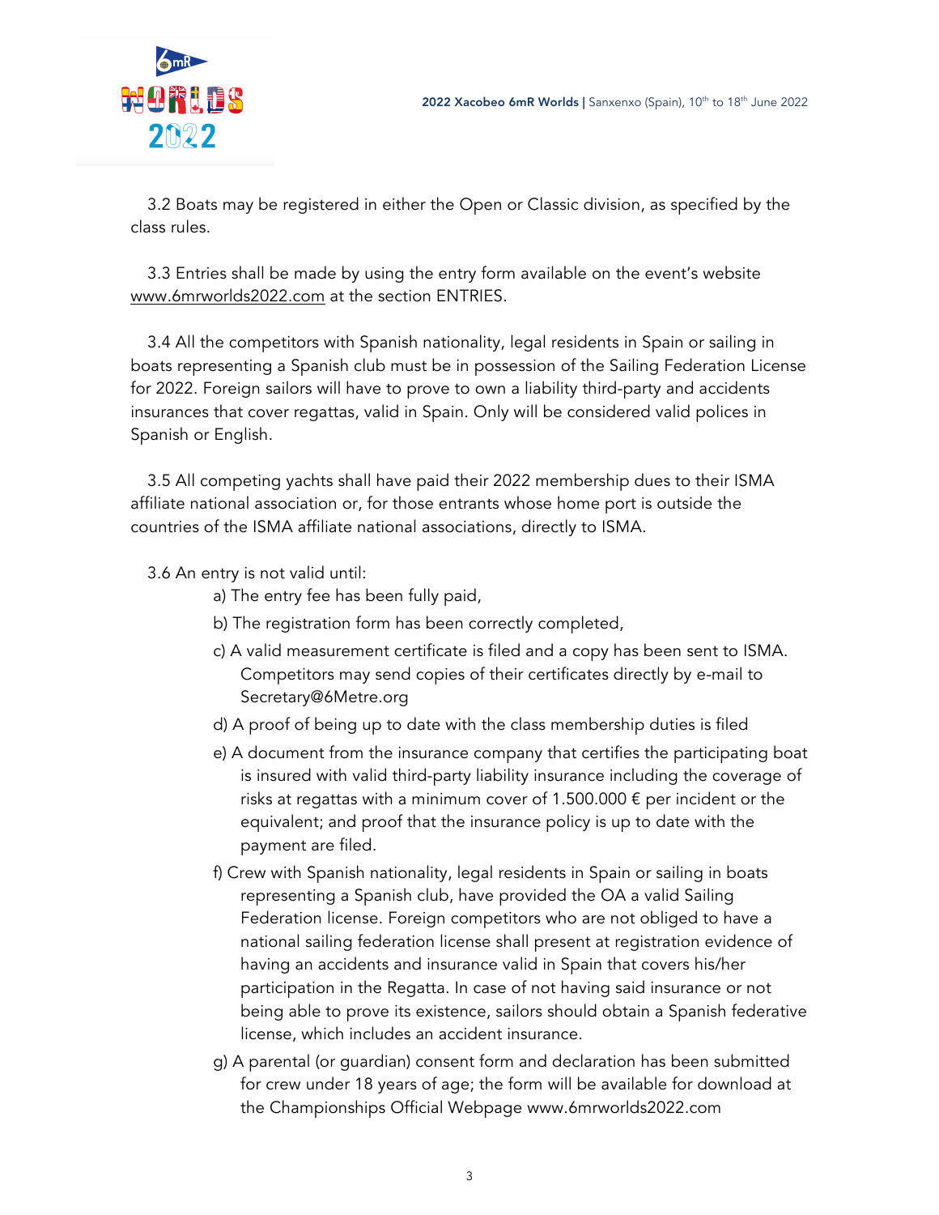3.2 Boats may be registered in either the Open or Classic division, as specified by the class rules.

3.3 Entries shall be made by using the entry form available on the event's website www.6mrworlds2022.com at the section ENTRIES.

3.4 All the competitors with Spanish nationality, legal residents in Spain or sailing in boats representing a Spanish club must be in possession of the Sailing Federation License for 2022. Foreign sailors will have to prove to own a liability third-party and accidents insurances that cover regattas, valid in Spain. Only will be considered valid polices in Spanish or English.

3.5 All competing yachts shall have paid their 2022 membership dues to their ISMA affiliate national association or, for those entrants whose home port is outside the countries of the ISMA affiliate national associations, directly to ISMA.

3.6 An entry is not valid until:

a) The entry fee has been fully paid,

b) The registration form has been correctly completed,

c) A valid measurement certificate is filed and a copy has been sent to ISMA. Competitors may send copies of their certificates directly by e-mail to Secretary@6Metre.org

d) A proof of being up to date with the class membership duties is filed

e) A document from the insurance company that certifies the participating boat is insured with valid third-party liability insurance including the coverage of risks at regattas with a minimum cover of 1.500.000 € per incident or the equivalent; and proof that the insurance policy is up to date with the payment are filed.

f) Crew with Spanish nationality, legal residents in Spain or sailing in boats representing a Spanish club, have provided the OA a valid Sailing Federation license. Foreign competitors who are not obliged to have a national sailing federation license shall present at registration evidence of having an accidents and insurance valid in Spain that covers his/her participation in the Regatta. In case of not having said insurance or not being able to prove its existence, sailors should obtain a Spanish federative license, which includes an accident insurance.

g) A parental (or guardian) consent form and declaration has been submitted for crew under 18 years of age; the form will be available for download at the Championships Official Webpage www.6mrworlds2022.com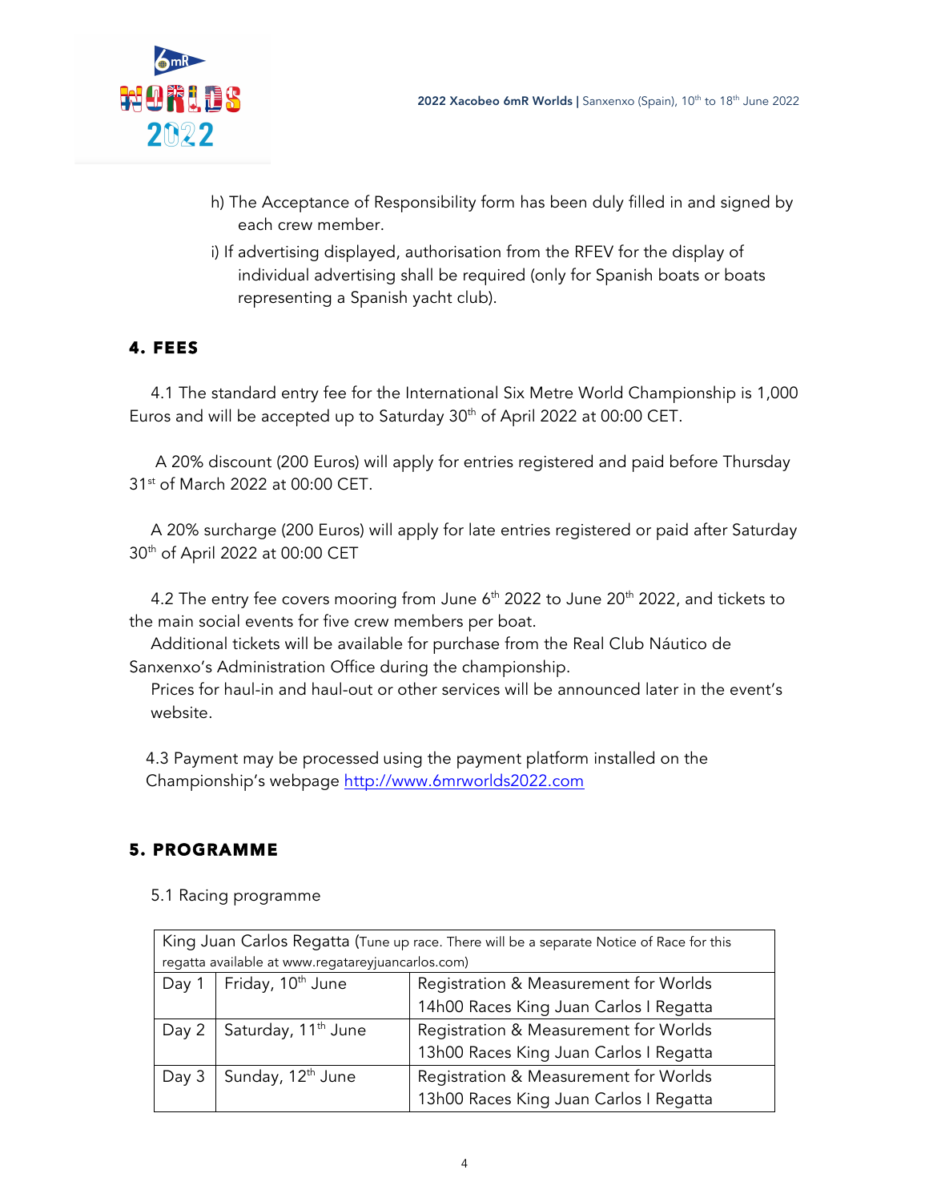h) The Acceptance of Responsibility form has been duly filled in and signed by each crew member.

i) If advertising displayed, authorisation from the RFEV for the display of individual advertising shall be required (only for Spanish boats or boats representing a Spanish yacht club).

## 4. FEES

4.1 The standard entry fee for the International Six Metre World Championship is 1,000 Euros and will be accepted up to Saturday 30th of April 2022 at 00:00 CET.

A 20% discount (200 Euros) will apply for entries registered and paid before Thursday 31st of March 2022 at 00:00 CET.

A 20% surcharge (200 Euros) will apply for late entries registered or paid after Saturday 30th of April 2022 at 00:00 CET

4.2 The entry fee covers mooring from June 6th 2022 to June 20th 2022, and tickets to the main social events for five crew members per boat.

Additional tickets will be available for purchase from the Real Club Náutico de Sanxenxo's Administration Office during the championship.

Prices for haul-in and haul-out or other services will be announced later in the event's website.

4.3 Payment may be processed using the payment platform installed on the Championship's webpage http://www.6mrworlds2022.com

## 5. PROGRAMME

5.1 Racing programme

| King Juan Carlos Regatta (Tune up race. There will be a separate Notice of Race for this regatta available at www.regatareyjuancarlos.com) | | |
|---|---|---|
| Day 1 | Friday, 10th June | Registration & Measurement for Worlds<br>14h00 Races King Juan Carlos I Regatta |
| Day 2 | Saturday, 11th June | Registration & Measurement for Worlds<br>13h00 Races King Juan Carlos I Regatta |
| Day 3 | Sunday, 12th June | Registration & Measurement for Worlds<br>13h00 Races King Juan Carlos I Regatta |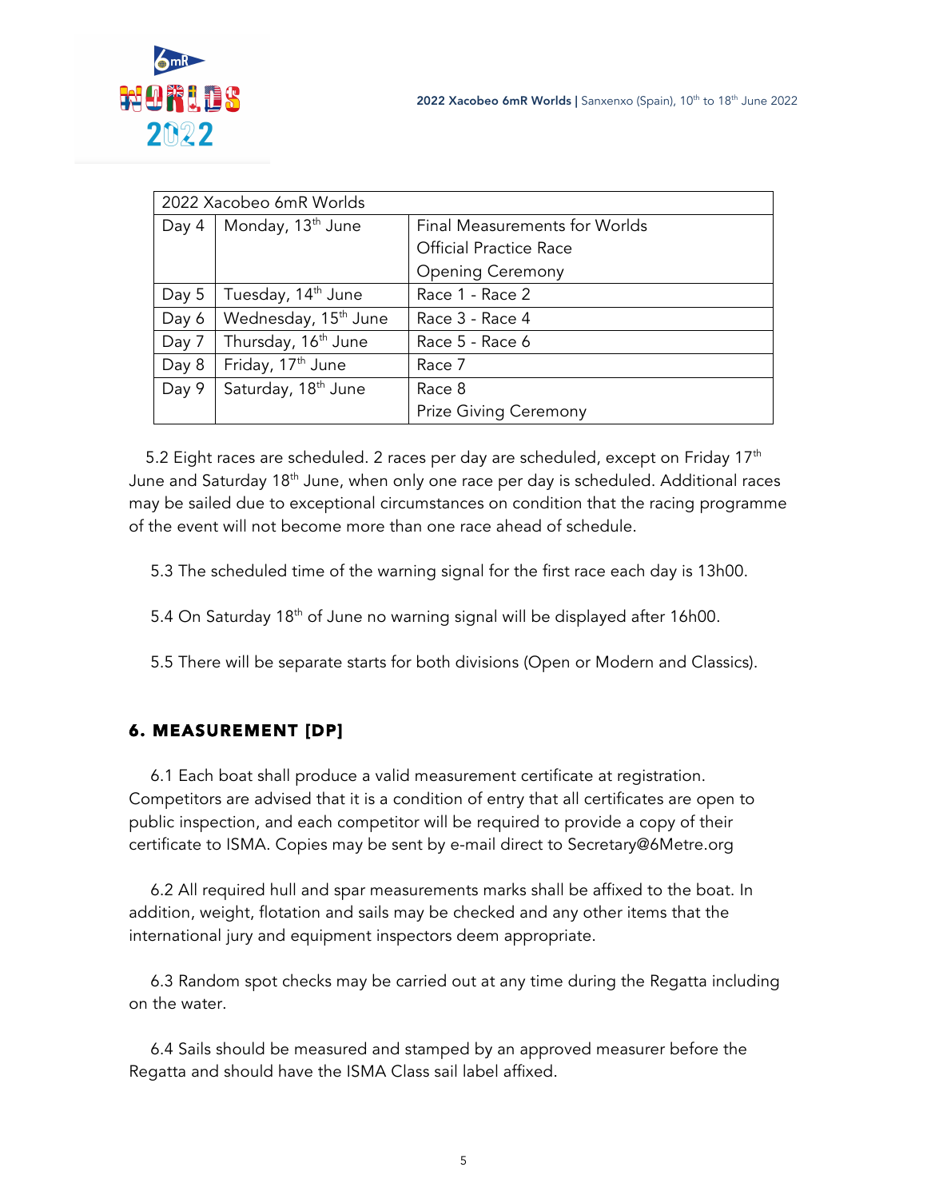| 2022 Xacobeo 6mR Worlds | | |
|---|---|---|
| Day 4 | Monday, 13th June | Final Measurements for Worlds<br>Official Practice Race<br>Opening Ceremony |
| Day 5 | Tuesday, 14th June | Race 1 - Race 2 |
| Day 6 | Wednesday, 15th June | Race 3 - Race 4 |
| Day 7 | Thursday, 16th June | Race 5 - Race 6 |
| Day 8 | Friday, 17th June | Race 7 |
| Day 9 | Saturday, 18th June | Race 8<br>Prize Giving Ceremony |

5.2 Eight races are scheduled. 2 races per day are scheduled, except on Friday 17th June and Saturday 18th June, when only one race per day is scheduled. Additional races may be sailed due to exceptional circumstances on condition that the racing programme of the event will not become more than one race ahead of schedule.

5.3 The scheduled time of the warning signal for the first race each day is 13h00.

5.4 On Saturday 18th of June no warning signal will be displayed after 16h00.

5.5 There will be separate starts for both divisions (Open or Modern and Classics).

## 6. MEASUREMENT [DP]

6.1 Each boat shall produce a valid measurement certificate at registration. Competitors are advised that it is a condition of entry that all certificates are open to public inspection, and each competitor will be required to provide a copy of their certificate to ISMA. Copies may be sent by e-mail direct to Secretary@6Metre.org

6.2 All required hull and spar measurements marks shall be affixed to the boat. In addition, weight, flotation and sails may be checked and any other items that the international jury and equipment inspectors deem appropriate.

6.3 Random spot checks may be carried out at any time during the Regatta including on the water.

6.4 Sails should be measured and stamped by an approved measurer before the Regatta and should have the ISMA Class sail label affixed.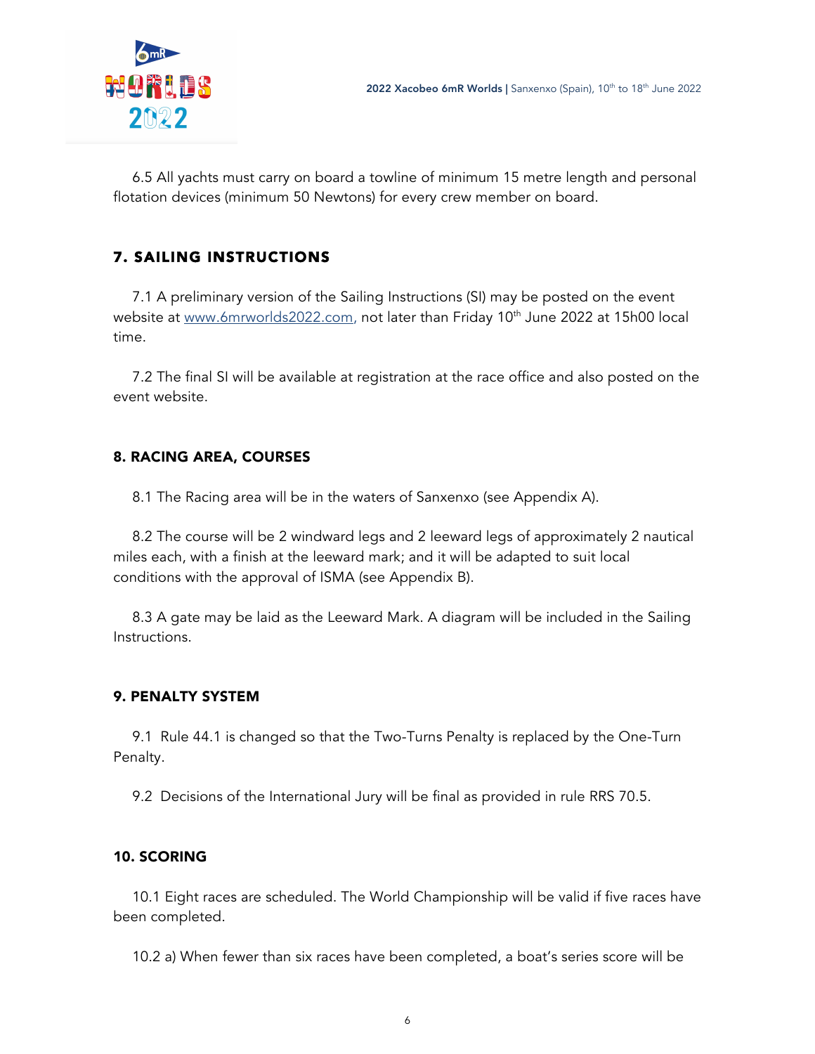6.5 All yachts must carry on board a towline of minimum 15 metre length and personal flotation devices (minimum 50 Newtons) for every crew member on board.

## 7. SAILING INSTRUCTIONS

7.1 A preliminary version of the Sailing Instructions (SI) may be posted on the event website at [www.6mrworlds2022.com](http://www.6mrworlds2022.com), not later than Friday 10th June 2022 at 15h00 local time.

7.2 The final SI will be available at registration at the race office and also posted on the event website.

## 8. RACING AREA, COURSES

8.1 The Racing area will be in the waters of Sanxenxo (see Appendix A).

8.2 The course will be 2 windward legs and 2 leeward legs of approximately 2 nautical miles each, with a finish at the leeward mark; and it will be adapted to suit local conditions with the approval of ISMA (see Appendix B).

8.3 A gate may be laid as the Leeward Mark. A diagram will be included in the Sailing Instructions.

## 9. PENALTY SYSTEM

9.1 Rule 44.1 is changed so that the Two-Turns Penalty is replaced by the One-Turn Penalty.

9.2 Decisions of the International Jury will be final as provided in rule RRS 70.5.

## 10. SCORING

10.1 Eight races are scheduled. The World Championship will be valid if five races have been completed.

10.2 a) When fewer than six races have been completed, a boat's series score will be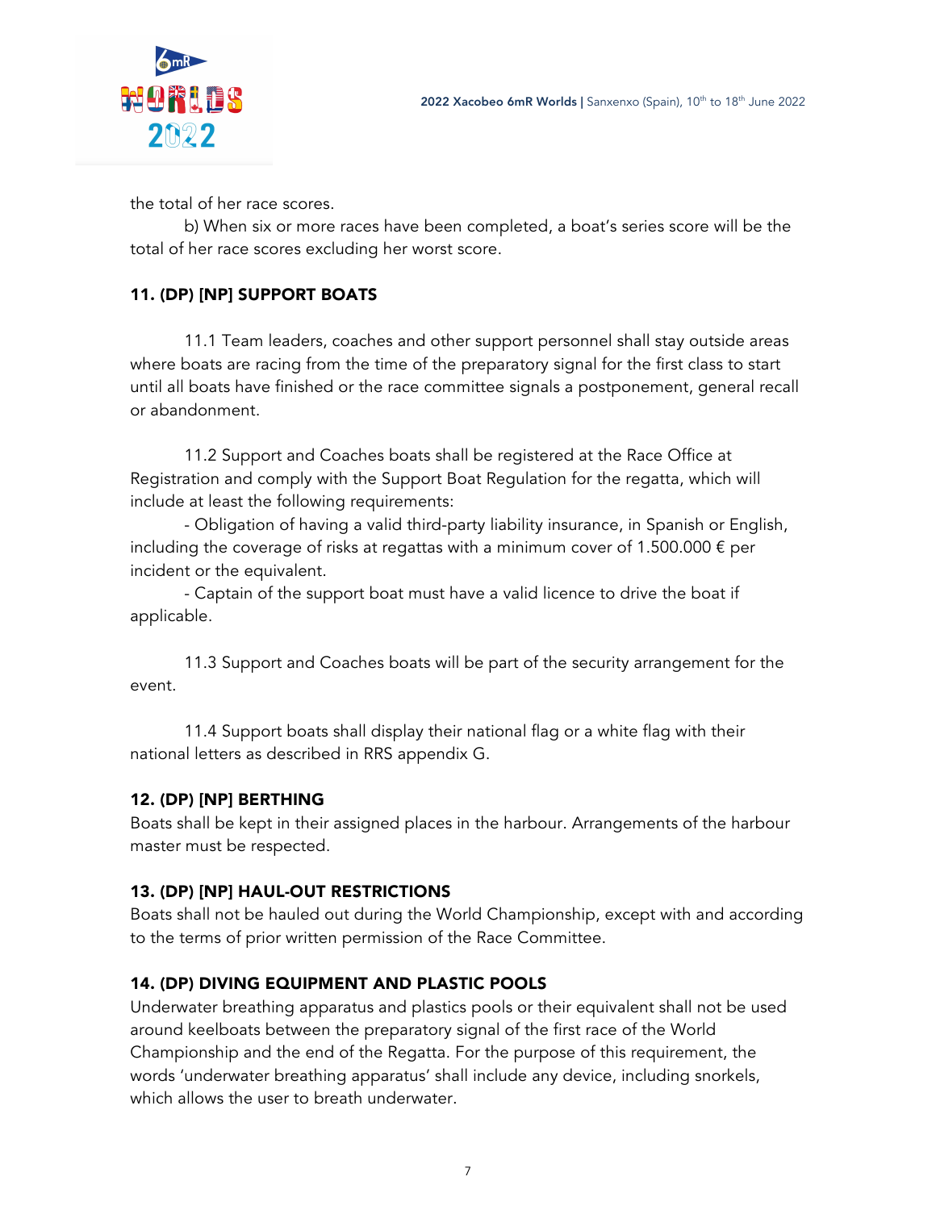the total of her race scores.

b) When six or more races have been completed, a boat's series score will be the total of her race scores excluding her worst score.

## 11. (DP) [NP] SUPPORT BOATS

11.1 Team leaders, coaches and other support personnel shall stay outside areas where boats are racing from the time of the preparatory signal for the first class to start until all boats have finished or the race committee signals a postponement, general recall or abandonment.

11.2 Support and Coaches boats shall be registered at the Race Office at Registration and comply with the Support Boat Regulation for the regatta, which will include at least the following requirements:

- Obligation of having a valid third-party liability insurance, in Spanish or English, including the coverage of risks at regattas with a minimum cover of 1.500.000 € per incident or the equivalent.
- Captain of the support boat must have a valid licence to drive the boat if applicable.

11.3 Support and Coaches boats will be part of the security arrangement for the event.

11.4 Support boats shall display their national flag or a white flag with their national letters as described in RRS appendix G.

## 12. (DP) [NP] BERTHING

Boats shall be kept in their assigned places in the harbour. Arrangements of the harbour master must be respected.

## 13. (DP) [NP] HAUL-OUT RESTRICTIONS

Boats shall not be hauled out during the World Championship, except with and according to the terms of prior written permission of the Race Committee.

## 14. (DP) DIVING EQUIPMENT AND PLASTIC POOLS

Underwater breathing apparatus and plastics pools or their equivalent shall not be used around keelboats between the preparatory signal of the first race of the World Championship and the end of the Regatta. For the purpose of this requirement, the words 'underwater breathing apparatus' shall include any device, including snorkels, which allows the user to breath underwater.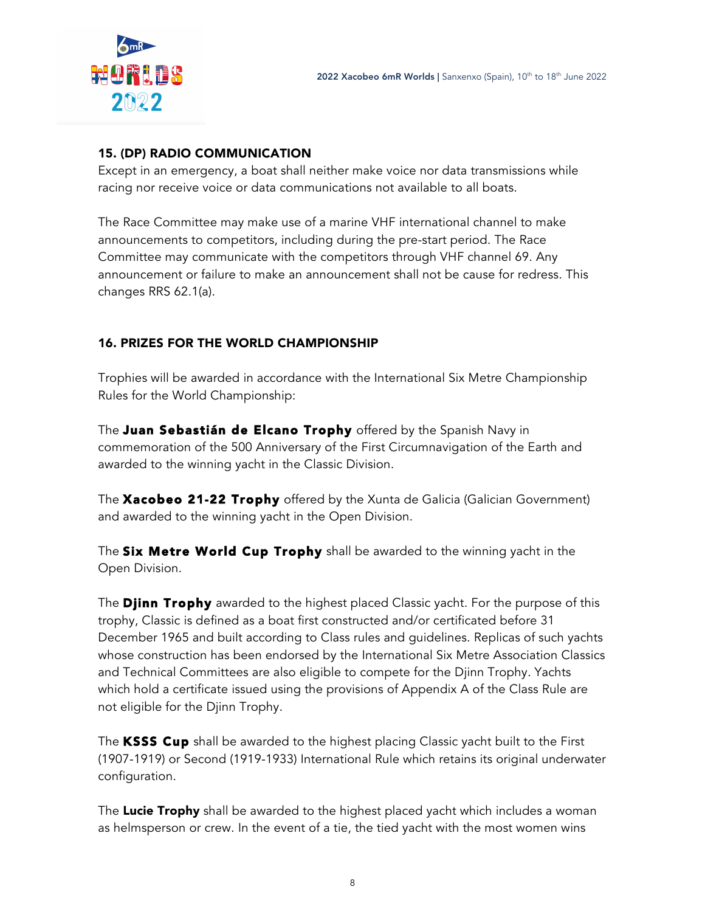## 15. (DP) RADIO COMMUNICATION

Except in an emergency, a boat shall neither make voice nor data transmissions while racing nor receive voice or data communications not available to all boats.

The Race Committee may make use of a marine VHF international channel to make announcements to competitors, including during the pre-start period. The Race Committee may communicate with the competitors through VHF channel 69. Any announcement or failure to make an announcement shall not be cause for redress. This changes RRS 62.1(a).

## 16. PRIZES FOR THE WORLD CHAMPIONSHIP

Trophies will be awarded in accordance with the International Six Metre Championship Rules for the World Championship:

The **Juan Sebastián de Elcano Trophy** offered by the Spanish Navy in commemoration of the 500 Anniversary of the First Circumnavigation of the Earth and awarded to the winning yacht in the Classic Division.

The **Xacobeo 21-22 Trophy** offered by the Xunta de Galicia (Galician Government) and awarded to the winning yacht in the Open Division.

The **Six Metre World Cup Trophy** shall be awarded to the winning yacht in the Open Division.

The **Djinn Trophy** awarded to the highest placed Classic yacht. For the purpose of this trophy, Classic is defined as a boat first constructed and/or certificated before 31 December 1965 and built according to Class rules and guidelines. Replicas of such yachts whose construction has been endorsed by the International Six Metre Association Classics and Technical Committees are also eligible to compete for the Djinn Trophy. Yachts which hold a certificate issued using the provisions of Appendix A of the Class Rule are not eligible for the Djinn Trophy.

The **KSSS Cup** shall be awarded to the highest placing Classic yacht built to the First (1907-1919) or Second (1919-1933) International Rule which retains its original underwater configuration.

The **Lucie Trophy** shall be awarded to the highest placed yacht which includes a woman as helmsperson or crew. In the event of a tie, the tied yacht with the most women wins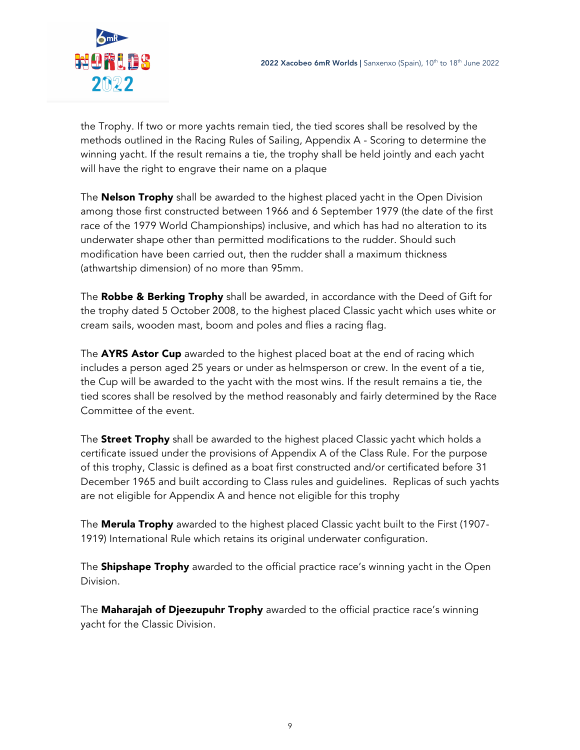the Trophy. If two or more yachts remain tied, the tied scores shall be resolved by the methods outlined in the Racing Rules of Sailing, Appendix A - Scoring to determine the winning yacht. If the result remains a tie, the trophy shall be held jointly and each yacht will have the right to engrave their name on a plaque

The **Nelson Trophy** shall be awarded to the highest placed yacht in the Open Division among those first constructed between 1966 and 6 September 1979 (the date of the first race of the 1979 World Championships) inclusive, and which has had no alteration to its underwater shape other than permitted modifications to the rudder. Should such modification have been carried out, then the rudder shall a maximum thickness (athwartship dimension) of no more than 95mm.

The **Robbe & Berking Trophy** shall be awarded, in accordance with the Deed of Gift for the trophy dated 5 October 2008, to the highest placed Classic yacht which uses white or cream sails, wooden mast, boom and poles and flies a racing flag.

The **AYRS Astor Cup** awarded to the highest placed boat at the end of racing which includes a person aged 25 years or under as helmsperson or crew. In the event of a tie, the Cup will be awarded to the yacht with the most wins. If the result remains a tie, the tied scores shall be resolved by the method reasonably and fairly determined by the Race Committee of the event.

The **Street Trophy** shall be awarded to the highest placed Classic yacht which holds a certificate issued under the provisions of Appendix A of the Class Rule. For the purpose of this trophy, Classic is defined as a boat first constructed and/or certificated before 31 December 1965 and built according to Class rules and guidelines. Replicas of such yachts are not eligible for Appendix A and hence not eligible for this trophy

The **Merula Trophy** awarded to the highest placed Classic yacht built to the First (1907-1919) International Rule which retains its original underwater configuration.

The **Shipshape Trophy** awarded to the official practice race's winning yacht in the Open Division.

The **Maharajah of Djeezupuhr Trophy** awarded to the official practice race's winning yacht for the Classic Division.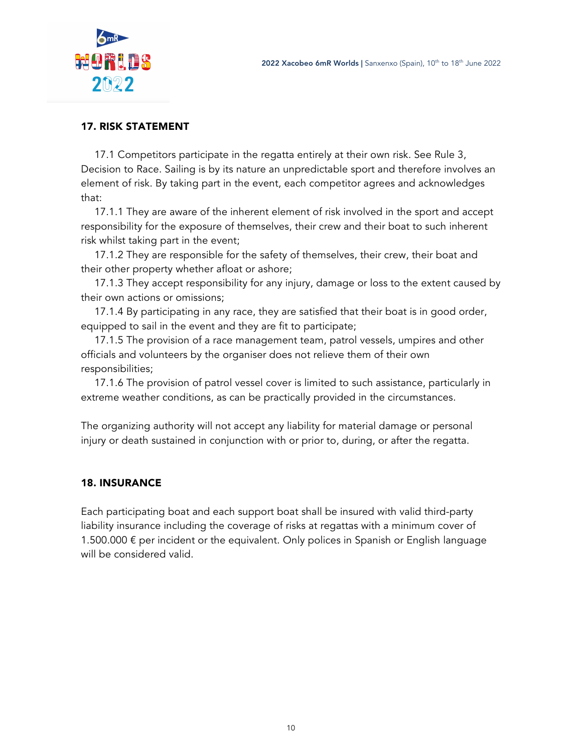## 17. RISK STATEMENT

17.1 Competitors participate in the regatta entirely at their own risk. See Rule 3, Decision to Race. Sailing is by its nature an unpredictable sport and therefore involves an element of risk. By taking part in the event, each competitor agrees and acknowledges that:

17.1.1 They are aware of the inherent element of risk involved in the sport and accept responsibility for the exposure of themselves, their crew and their boat to such inherent risk whilst taking part in the event;

17.1.2 They are responsible for the safety of themselves, their crew, their boat and their other property whether afloat or ashore;

17.1.3 They accept responsibility for any injury, damage or loss to the extent caused by their own actions or omissions;

17.1.4 By participating in any race, they are satisfied that their boat is in good order, equipped to sail in the event and they are fit to participate;

17.1.5 The provision of a race management team, patrol vessels, umpires and other officials and volunteers by the organiser does not relieve them of their own responsibilities;

17.1.6 The provision of patrol vessel cover is limited to such assistance, particularly in extreme weather conditions, as can be practically provided in the circumstances.

The organizing authority will not accept any liability for material damage or personal injury or death sustained in conjunction with or prior to, during, or after the regatta.

## 18. INSURANCE

Each participating boat and each support boat shall be insured with valid third-party liability insurance including the coverage of risks at regattas with a minimum cover of 1.500.000 € per incident or the equivalent. Only polices in Spanish or English language will be considered valid.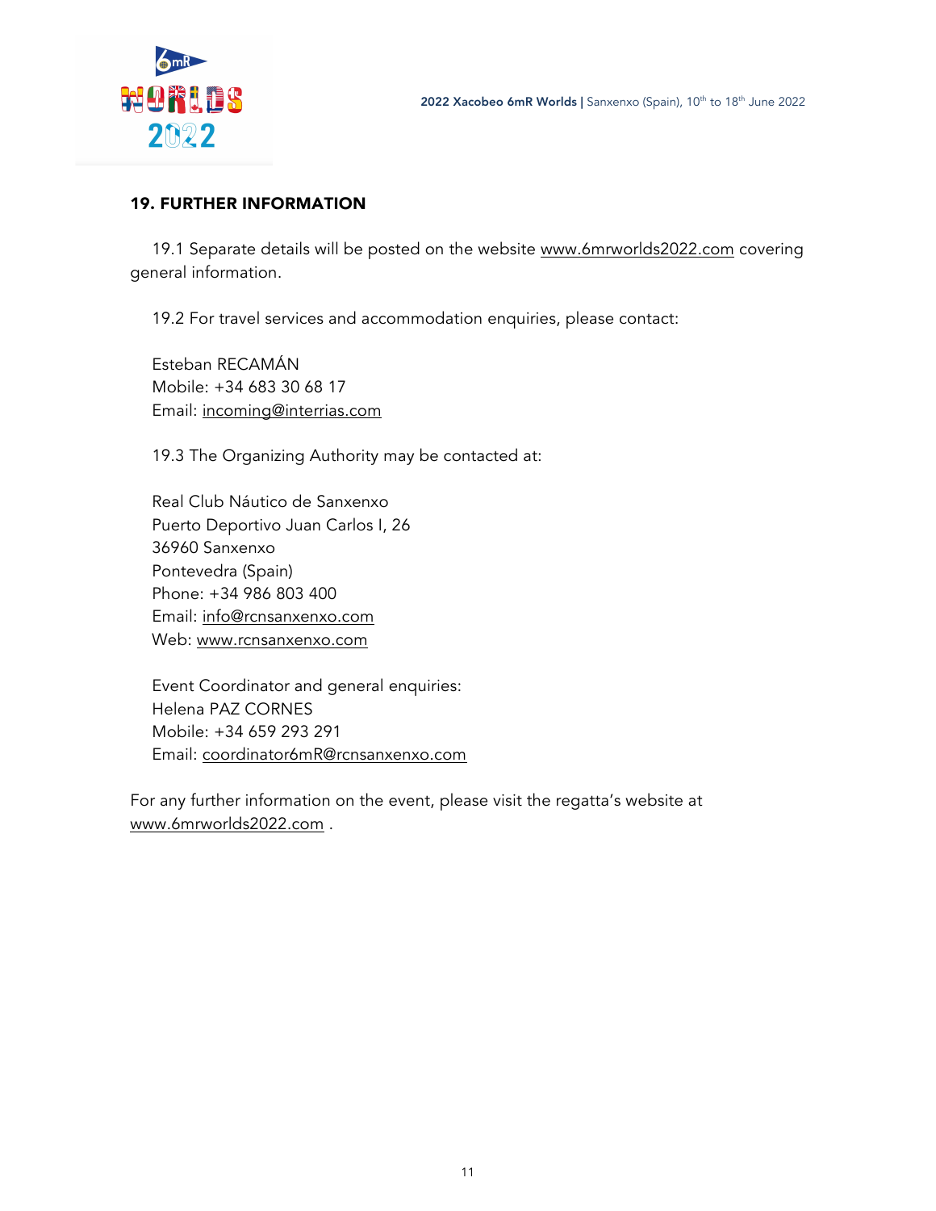## 19. FURTHER INFORMATION

19.1 Separate details will be posted on the website www.6mrworlds2022.com covering general information.

19.2 For travel services and accommodation enquiries, please contact:

Esteban RECAMÁN
Mobile: +34 683 30 68 17
Email: incoming@interrias.com

19.3 The Organizing Authority may be contacted at:

Real Club Náutico de Sanxenxo
Puerto Deportivo Juan Carlos I, 26
36960 Sanxenxo
Pontevedra (Spain)
Phone: +34 986 803 400
Email: info@rcnsanxenxo.com
Web: www.rcnsanxenxo.com

Event Coordinator and general enquiries:
Helena PAZ CORNES
Mobile: +34 659 293 291
Email: coordinator6mR@rcnsanxenxo.com

For any further information on the event, please visit the regatta's website at www.6mrworlds2022.com .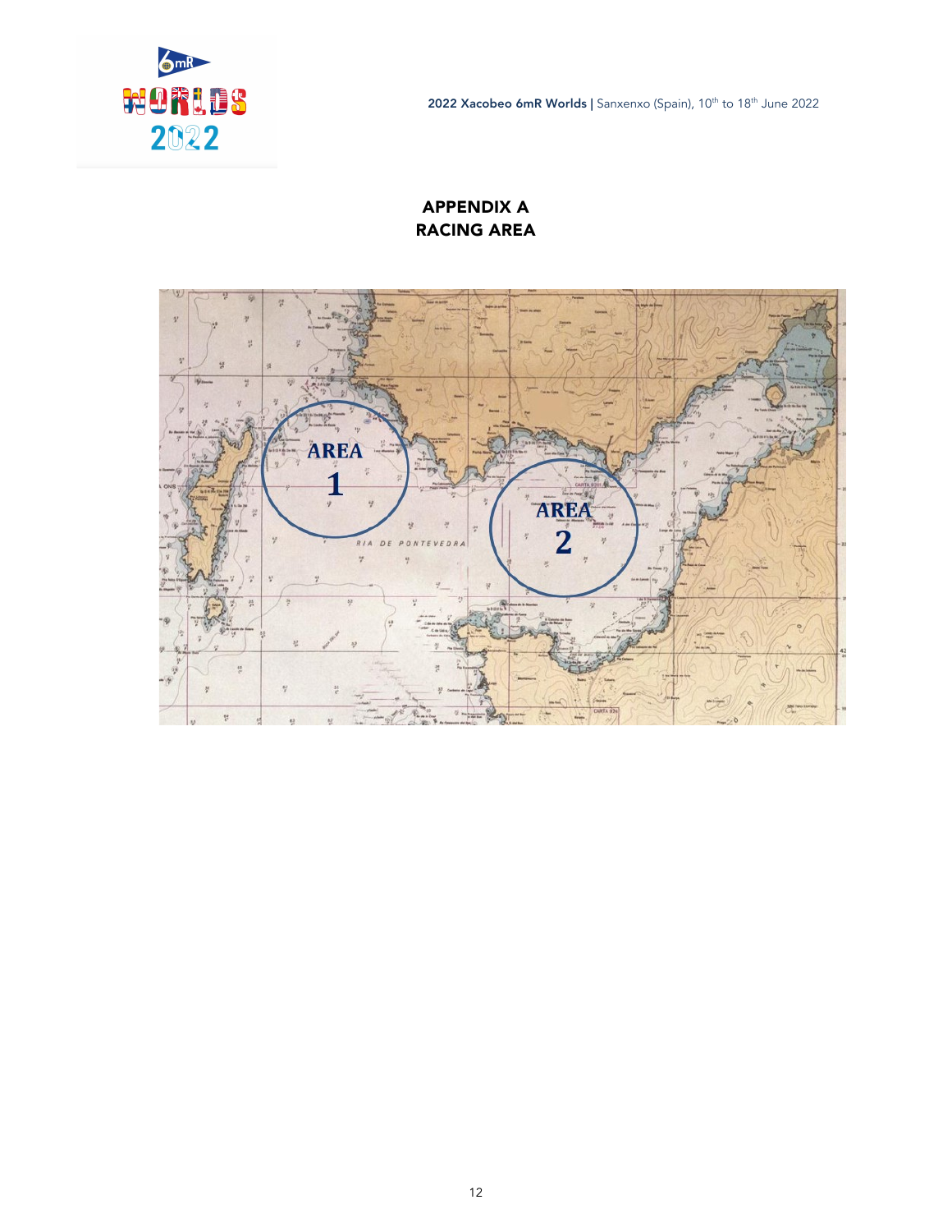# APPENDIX A
# RACING AREA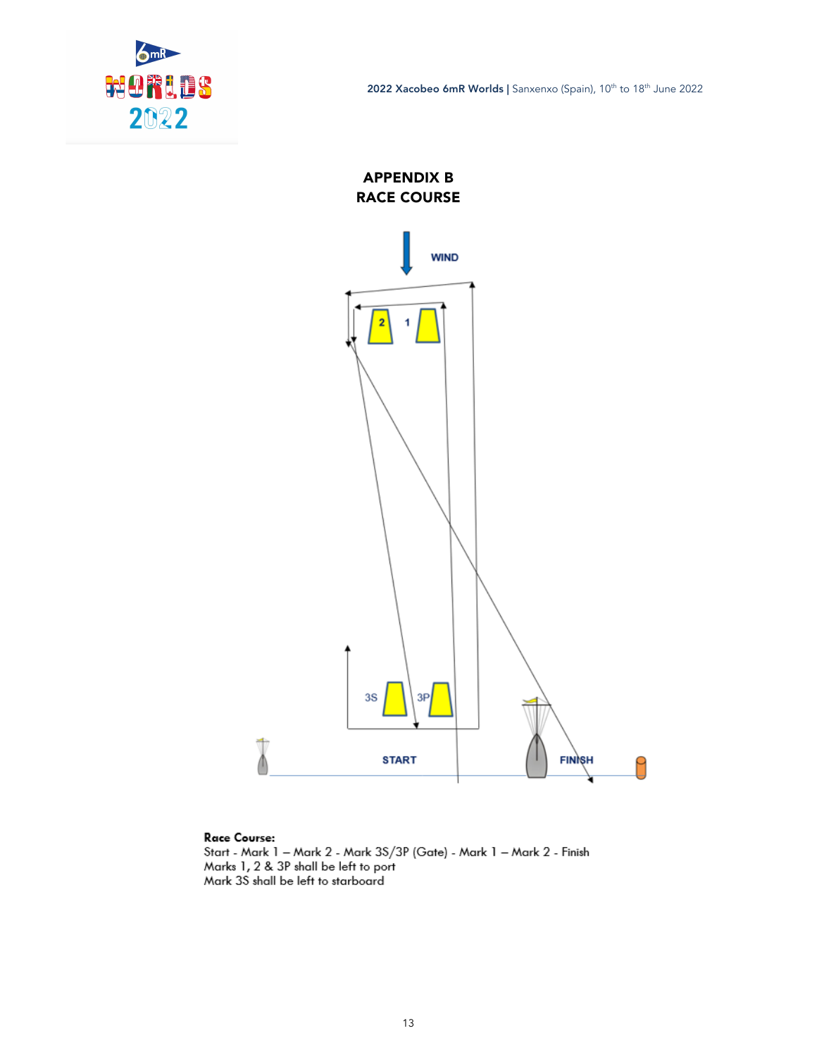# APPENDIX B

# RACE COURSE

WIND

2 1

3S 3P

START

FINISH

**Race Course:**
Start - Mark 1 – Mark 2 - Mark 3S/3P (Gate) - Mark 1 – Mark 2 - Finish
Marks 1, 2 & 3P shall be left to port
Mark 3S shall be left to starboard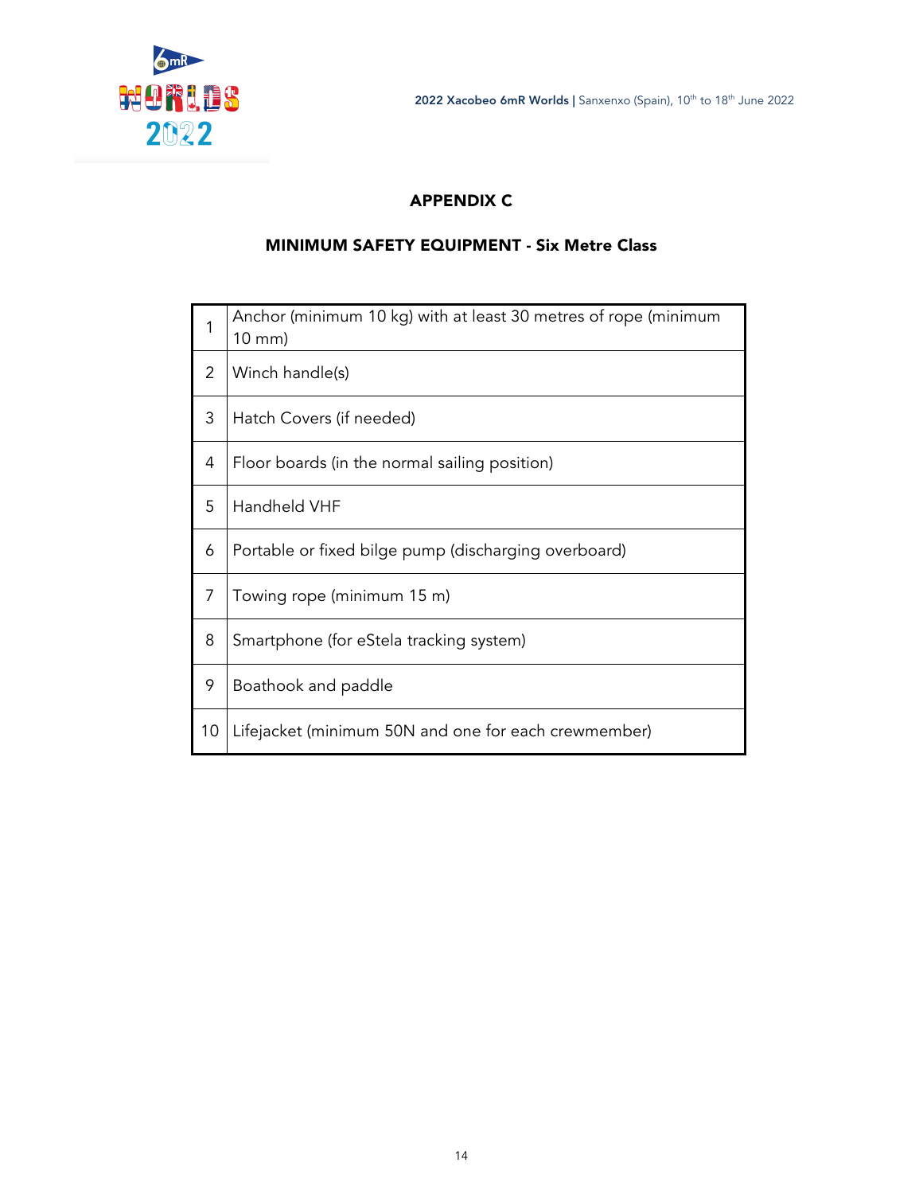## APPENDIX C

### MINIMUM SAFETY EQUIPMENT - Six Metre Class

| | |
|---|---|
| 1 | Anchor (minimum 10 kg) with at least 30 metres of rope (minimum 10 mm) |
| 2 | Winch handle(s) |
| 3 | Hatch Covers (if needed) |
| 4 | Floor boards (in the normal sailing position) |
| 5 | Handheld VHF |
| 6 | Portable or fixed bilge pump (discharging overboard) |
| 7 | Towing rope (minimum 15 m) |
| 8 | Smartphone (for eStela tracking system) |
| 9 | Boathook and paddle |
| 10 | Lifejacket (minimum 50N and one for each crewmember) |